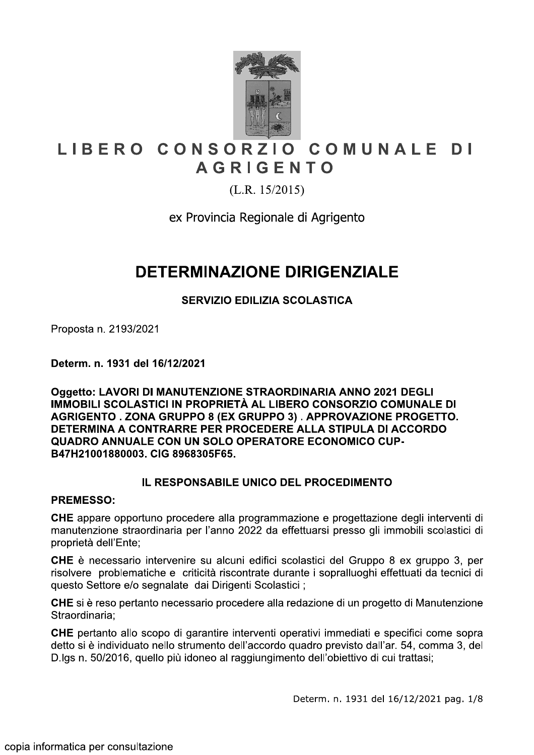# LIBERO CONSORZIO COMUNALE DI AGRIGENTO

(L.R. 15/2015)

ex Provincia Regionale di Agrigento

# DETERMINAZIONE DIRIGENZIALE

### SERVIZIO EDILIZIA SCOLASTICA

Proposta n. 2193/2021

**Determ. n. 1931 del 16/12/2021**

**Oggetto: LAVORI DI MANUTENZIONE STRAORDINARIA ANNO 2021 DEGLI IMMOBILI SCOLASTICI IN PROPRIETÀ AL LIBERO CONSORZIO COMUNALE DI AGRIGENTO . ZONA GRUPPO 8 (EX GRUPPO 3) . APPROVAZIONE PROGETTO. DETERMINA A CONTRARRE PER PROCEDERE ALLA STIPULA DI ACCORDO QUADRO ANNUALE CON UN SOLO OPERATORE ECONOMICO CUP-B47H21001880003. CIG 8968305F65.**

### IL RESPONSABILE UNICO DEL PROCEDIMENTO

**PREMESSO:**

**CHE** appare opportuno procedere alla programmazione e progettazione degli interventi di manutenzione straordinaria per l'anno 2022 da effettuarsi presso gli immobili scolastici di proprietà dell'Ente;

**CHE** è necessario intervenire su alcuni edifici scolastici del Gruppo 8 ex gruppo 3, per risolvere problematiche e criticità riscontrate durante i sopralluoghi effettuati da tecnici di questo Settore e/o segnalate dai Dirigenti Scolastici ;

**CHE** si è reso pertanto necessario procedere alla redazione di un progetto di Manutenzione Straordinaria;

**CHE** pertanto allo scopo di garantire interventi operativi immediati e specifici come sopra detto si è individuato nello strumento dell'accordo quadro previsto dall'ar. 54, comma 3, del D.lgs n. 50/2016, quello più idoneo al raggiungimento dell'obiettivo di cui trattasi;

copia informatica per consultazione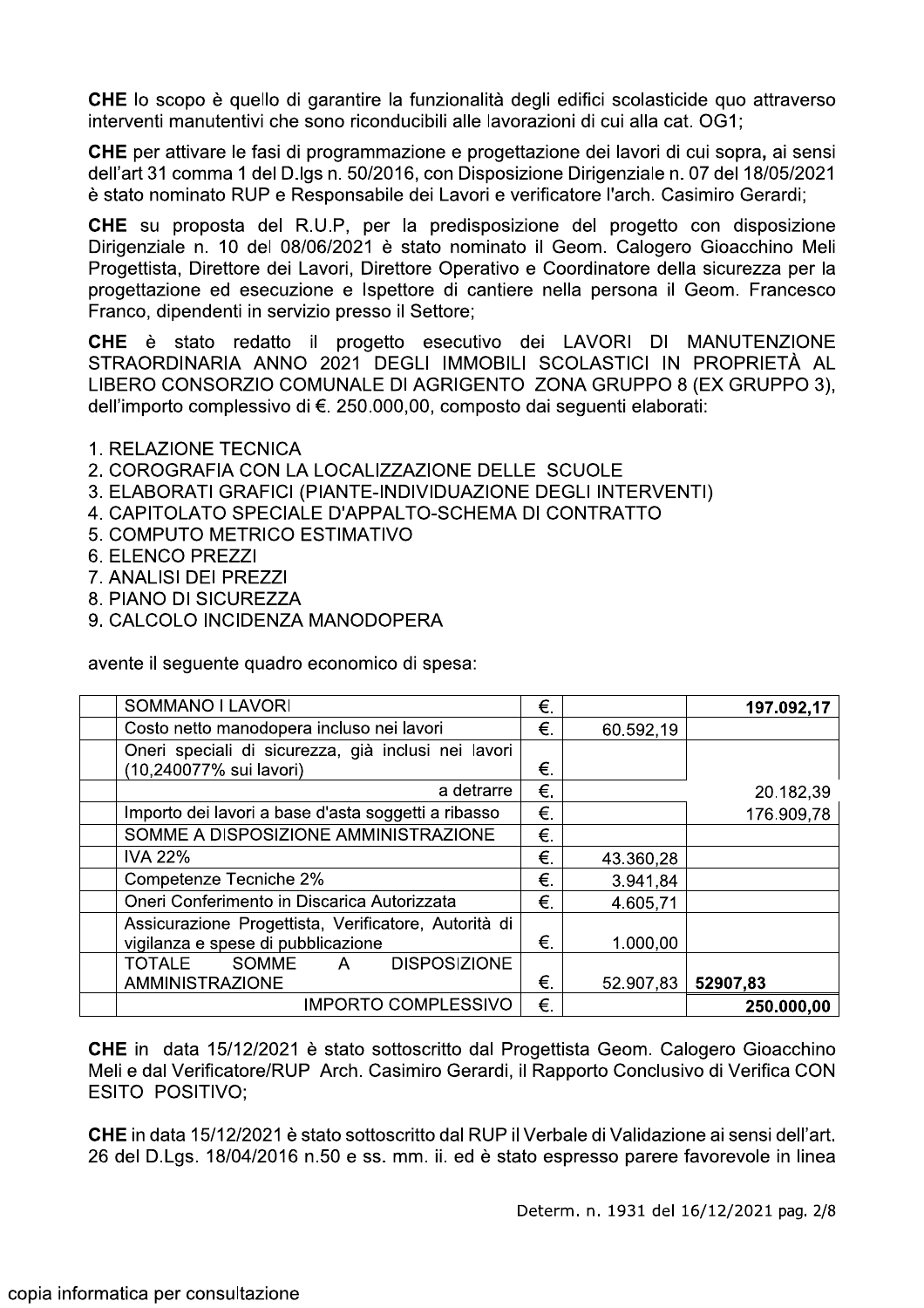**CHE** lo scopo è quello di garantire la funzionalità degli edifici scolasticide quo attraverso interventi manutentivi che sono riconducibili alle lavorazioni di cui alla cat. OG1;

**CHE** per attivare le fasi di programmazione e progettazione dei lavori di cui sopra**,** ai sensi dell'art 31 comma 1 del D.lgs n. 50/2016, con Disposizione Dirigenziale n. 07 del 18/05/2021 è stato nominato RUP e Responsabile dei Lavori e verificatore l'arch. Casimiro Gerardi;

**CHE** su proposta del R.U.P, per la predisposizione del progetto con disposizione Dirigenziale n. 10 del 08/06/2021 è stato nominato il Geom. Calogero Gioacchino Meli Progettista, Direttore dei Lavori, Direttore Operativo e Coordinatore della sicurezza per la progettazione ed esecuzione e Ispettore di cantiere nella persona il Geom. Francesco Franco, dipendenti in servizio presso il Settore;

**CHE** è stato redatto il progetto esecutivo dei LAVORI DI MANUTENZIONE STRAORDINARIA ANNO 2021 DEGLI IMMOBILI SCOLASTICI IN PROPRIETÀ AL LIBERO CONSORZIO COMUNALE DI AGRIGENTO ZONA GRUPPO 8 (EX GRUPPO 3), dell'importo complessivo di €. 250.000,00, composto dai seguenti elaborati:

1. RELAZIONE TECNICA
2. COROGRAFIA CON LA LOCALIZZAZIONE DELLE SCUOLE
3. ELABORATI GRAFICI (PIANTE-INDIVIDUAZIONE DEGLI INTERVENTI)
4. CAPITOLATO SPECIALE D'APPALTO-SCHEMA DI CONTRATTO
5. COMPUTO METRICO ESTIMATIVO
6. ELENCO PREZZI
7. ANALISI DEI PREZZI
8. PIANO DI SICUREZZA
9. CALCOLO INCIDENZA MANODOPERA

avente il seguente quadro economico di spesa:

| | | | | |
|---|---|---|---|---|
| | SOMMANO I LAVORI | €. | | **197.092,17** |
| | Costo netto manodopera incluso nei lavori | €. | 60.592,19 | |
| | Oneri speciali di sicurezza, già inclusi nei lavori (10,240077% sui lavori) | €. | | |
| | a detrarre | €. | | 20.182,39 |
| | Importo dei lavori a base d'asta soggetti a ribasso | €. | | 176.909,78 |
| | SOMME A DISPOSIZIONE AMMINISTRAZIONE | €. | | |
| | IVA 22% | €. | 43.360,28 | |
| | Competenze Tecniche 2% | €. | 3.941,84 | |
| | Oneri Conferimento in Discarica Autorizzata | €. | 4.605,71 | |
| | Assicurazione Progettista, Verificatore, Autorità di vigilanza e spese di pubblicazione | €. | 1.000,00 | |
| | TOTALE SOMME A DISPOSIZIONE AMMINISTRAZIONE | €. | 52.907,83 | **52907,83** |
| | IMPORTO COMPLESSIVO | €. | | **250.000,00** |

**CHE** in data 15/12/2021 è stato sottoscritto dal Progettista Geom. Calogero Gioacchino Meli e dal Verificatore/RUP Arch. Casimiro Gerardi, il Rapporto Conclusivo di Verifica CON ESITO POSITIVO;

**CHE** in data 15/12/2021 è stato sottoscritto dal RUP il Verbale di Validazione ai sensi dell'art. 26 del D.Lgs. 18/04/2016 n.50 e ss. mm. ii. ed è stato espresso parere favorevole in linea

Determ. n. 1931 del 16/12/2021

copia informatica per consultazione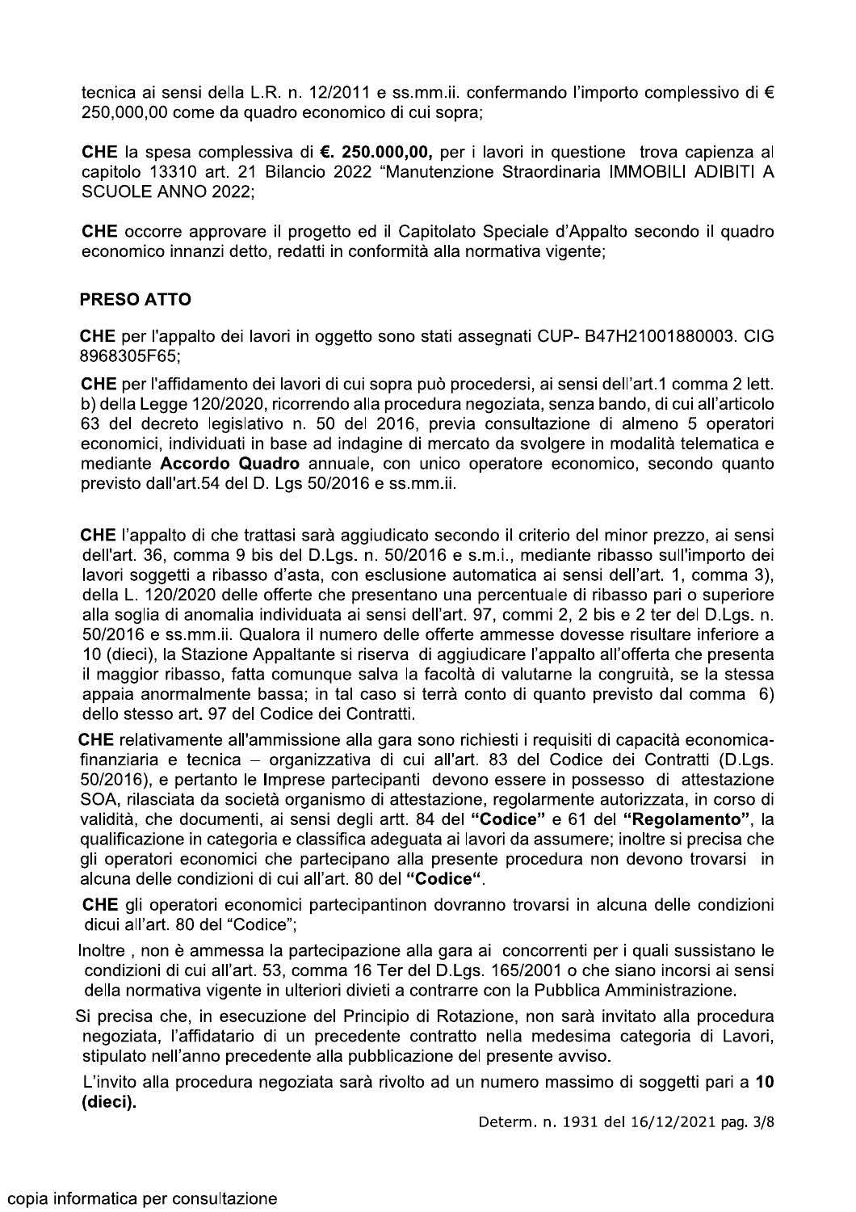tecnica ai sensi della L.R. n. 12/2011 e ss.mm.ii. confermando l'importo complessivo di € 250,000,00 come da quadro economico di cui sopra;

**CHE** la spesa complessiva di **€. 250.000,00,** per i lavori in questione trova capienza al capitolo 13310 art. 21 Bilancio 2022 "Manutenzione Straordinaria IMMOBILI ADIBITI A SCUOLE ANNO 2022;

**CHE** occorre approvare il progetto ed il Capitolato Speciale d'Appalto secondo il quadro economico innanzi detto, redatti in conformità alla normativa vigente;

**PRESO ATTO**

**CHE** per l'appalto dei lavori in oggetto sono stati assegnati CUP- B47H21001880003. CIG 8968305F65;

**CHE** per l'affidamento dei lavori di cui sopra può procedersi, ai sensi dell'art.1 comma 2 lett. b) della Legge 120/2020, ricorrendo alla procedura negoziata, senza bando, di cui all'articolo 63 del decreto legislativo n. 50 del 2016, previa consultazione di almeno 5 operatori economici, individuati in base ad indagine di mercato da svolgere in modalità telematica e mediante **Accordo Quadro** annuale, con unico operatore economico, secondo quanto previsto dall'art.54 del D. Lgs 50/2016 e ss.mm.ii.

**CHE** l'appalto di che trattasi sarà aggiudicato secondo il criterio del minor prezzo, ai sensi dell'art. 36, comma 9 bis del D.Lgs. n. 50/2016 e s.m.i., mediante ribasso sull'importo dei lavori soggetti a ribasso d'asta, con esclusione automatica ai sensi dell'art. 1, comma 3), della L. 120/2020 delle offerte che presentano una percentuale di ribasso pari o superiore alla soglia di anomalia individuata ai sensi dell'art. 97, commi 2, 2 bis e 2 ter del D.Lgs. n. 50/2016 e ss.mm.ii. Qualora il numero delle offerte ammesse dovesse risultare inferiore a 10 (dieci), la Stazione Appaltante si riserva di aggiudicare l'appalto all'offerta che presenta il maggior ribasso, fatta comunque salva la facoltà di valutarne la congruità, se la stessa appaia anormalmente bassa; in tal caso si terrà conto di quanto previsto dal comma 6) dello stesso art. 97 del Codice dei Contratti.

**CHE** relativamente all'ammissione alla gara sono richiesti i requisiti di capacità economica-finanziaria e tecnica – organizzativa di cui all'art. 83 del Codice dei Contratti (D.Lgs. 50/2016), e pertanto le Imprese partecipanti devono essere in possesso di attestazione SOA, rilasciata da società organismo di attestazione, regolarmente autorizzata, in corso di validità, che documenti, ai sensi degli artt. 84 del **"Codice"** e 61 del **"Regolamento"**, la qualificazione in categoria e classifica adeguata ai lavori da assumere; inoltre si precisa che gli operatori economici che partecipano alla presente procedura non devono trovarsi in alcuna delle condizioni di cui all'art. 80 del **"Codice"**.

**CHE** gli operatori economici partecipantinon dovranno trovarsi in alcuna delle condizioni dicui all'art. 80 del "Codice";

Inoltre , non è ammessa la partecipazione alla gara ai concorrenti per i quali sussistano le condizioni di cui all'art. 53, comma 16 Ter del D.Lgs. 165/2001 o che siano incorsi ai sensi della normativa vigente in ulteriori divieti a contrarre con la Pubblica Amministrazione.

Si precisa che, in esecuzione del Principio di Rotazione, non sarà invitato alla procedura negoziata, l'affidatario di un precedente contratto nella medesima categoria di Lavori, stipulato nell'anno precedente alla pubblicazione del presente avviso.

L'invito alla procedura negoziata sarà rivolto ad un numero massimo di soggetti pari a **10 (dieci).**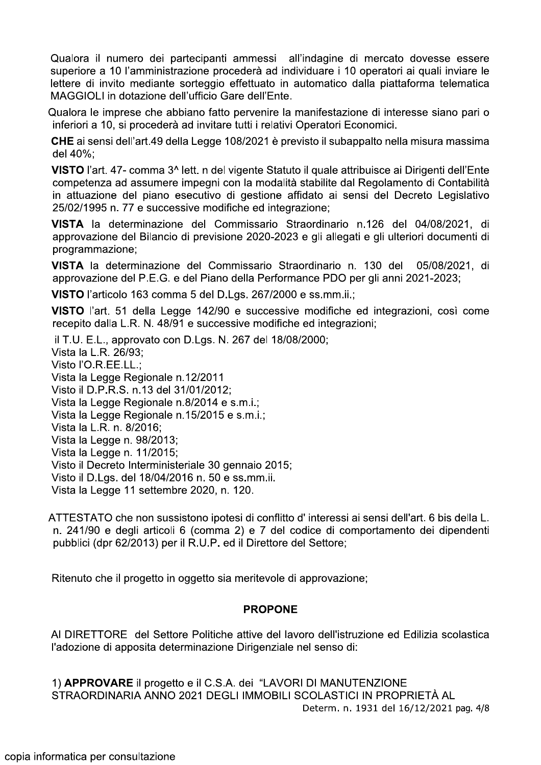Qualora il numero dei partecipanti ammessi all'indagine di mercato dovesse essere superiore a 10 l'amministrazione procederà ad individuare i 10 operatori ai quali inviare le lettere di invito mediante sorteggio effettuato in automatico dalla piattaforma telematica MAGGIOLI in dotazione dell'ufficio Gare dell'Ente.

Qualora le imprese che abbiano fatto pervenire la manifestazione di interesse siano pari o inferiori a 10, si procederà ad invitare tutti i relativi Operatori Economici.

**CHE** ai sensi dell'art.49 della Legge 108/2021 è previsto il subappalto nella misura massima del 40%;

**VISTO** l'art. 47- comma 3^ lett. n del vigente Statuto il quale attribuisce ai Dirigenti dell'Ente competenza ad assumere impegni con la modalità stabilite dal Regolamento di Contabilità in attuazione del piano esecutivo di gestione affidato ai sensi del Decreto Legislativo 25/02/1995 n. 77 e successive modifiche ed integrazione;

**VISTA** la determinazione del Commissario Straordinario n.126 del 04/08/2021, di approvazione del Bilancio di previsione 2020-2023 e gli allegati e gli ulteriori documenti di programmazione;

**VISTA** la determinazione del Commissario Straordinario n. 130 del 05/08/2021, di approvazione del P.E.G. e del Piano della Performance PDO per gli anni 2021-2023;

**VISTO** l'articolo 163 comma 5 del D.Lgs. 267/2000 e ss.mm.ii.;

**VISTO** l'art. 51 della Legge 142/90 e successive modifiche ed integrazioni, così come recepito dalla L.R. N. 48/91 e successive modifiche ed integrazioni;

il T.U. E.L., approvato con D.Lgs. N. 267 del 18/08/2000;
Vista la L.R. 26/93;
Visto l'O.R.EE.LL.;
Vista la Legge Regionale n.12/2011
Visto il D.P.R.S. n.13 del 31/01/2012;
Vista la Legge Regionale n.8/2014 e s.m.i.;
Vista la Legge Regionale n.15/2015 e s.m.i.;
Vista la L.R. n. 8/2016;
Vista la Legge n. 98/2013;
Vista la Legge n. 11/2015;
Visto il Decreto Interministeriale 30 gennaio 2015;
Visto il D.Lgs. del 18/04/2016 n. 50 e ss.mm.ii.
Vista la Legge 11 settembre 2020, n. 120.

ATTESTATO che non sussistono ipotesi di conflitto d' interessi ai sensi dell'art. 6 bis della L. n. 241/90 e degli articoli 6 (comma 2) e 7 del codice di comportamento dei dipendenti pubblici (dpr 62/2013) per il R.U.P. ed il Direttore del Settore;

Ritenuto che il progetto in oggetto sia meritevole di approvazione;

**PROPONE**

Al DIRETTORE del Settore Politiche attive del lavoro dell'istruzione ed Edilizia scolastica l'adozione di apposita determinazione Dirigenziale nel senso di:

1) **APPROVARE** il progetto e il C.S.A. dei "LAVORI DI MANUTENZIONE STRAORDINARIA ANNO 2021 DEGLI IMMOBILI SCOLASTICI IN PROPRIETÀ AL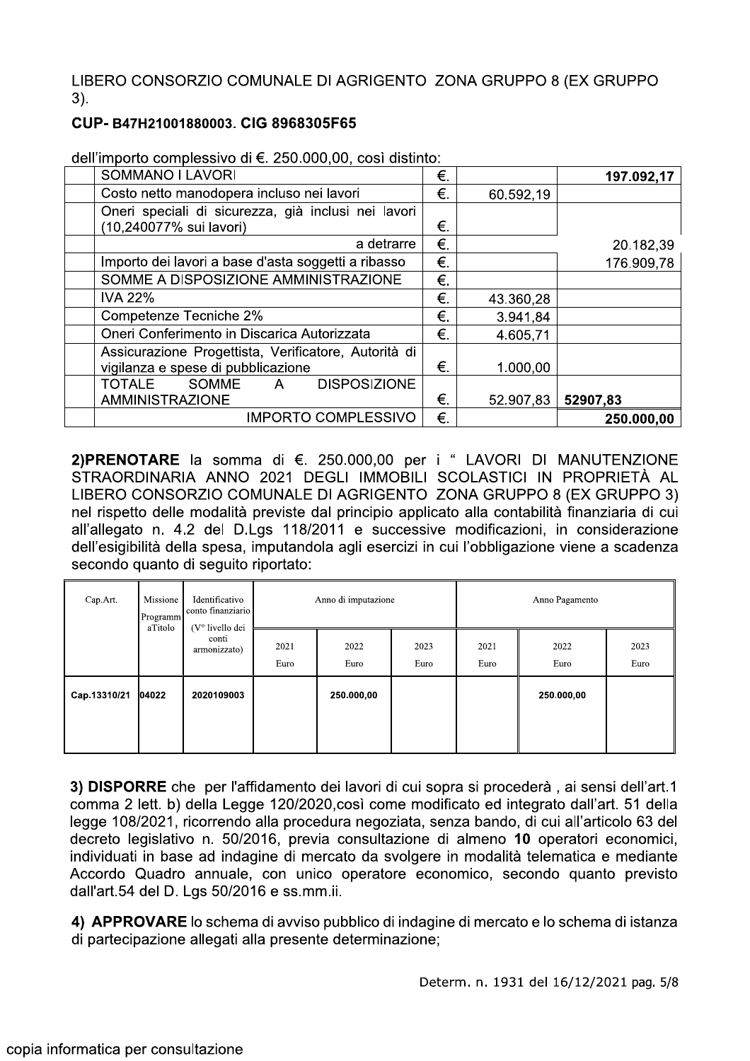LIBERO CONSORZIO COMUNALE DI AGRIGENTO ZONA GRUPPO 8 (EX GRUPPO 3).

**CUP- B47H21001880003. CIG 8968305F65**

dell'importo complessivo di €. 250.000,00, così distinto:

| | | | | |
|---|---|---|---|---|
| | SOMMANO I LAVORI | €. | | **197.092,17** |
| | Costo netto manodopera incluso nei lavori | €. | 60.592,19 | |
| | Oneri speciali di sicurezza, già inclusi nei lavori (10,240077% sui lavori) | €. | | |
| | a detrarre | €. | | 20.182,39 |
| | Importo dei lavori a base d'asta soggetti a ribasso | €. | | 176.909,78 |
| | SOMME A DISPOSIZIONE AMMINISTRAZIONE | €. | | |
| | IVA 22% | €. | 43.360,28 | |
| | Competenze Tecniche 2% | €. | 3.941,84 | |
| | Oneri Conferimento in Discarica Autorizzata | €. | 4.605,71 | |
| | Assicurazione Progettista, Verificatore, Autorità di vigilanza e spese di pubblicazione | €. | 1.000,00 | |
| | TOTALE SOMME A DISPOSIZIONE AMMINISTRAZIONE | €. | 52.907,83 | 52907,83 |
| | IMPORTO COMPLESSIVO | €. | | **250.000,00** |

**2)PRENOTARE** la somma di €. 250.000,00 per i " LAVORI DI MANUTENZIONE STRAORDINARIA ANNO 2021 DEGLI IMMOBILI SCOLASTICI IN PROPRIETÀ AL LIBERO CONSORZIO COMUNALE DI AGRIGENTO ZONA GRUPPO 8 (EX GRUPPO 3) nel rispetto delle modalità previste dal principio applicato alla contabilità finanziaria di cui all'allegato n. 4.2 del D.Lgs 118/2011 e successive modificazioni, in considerazione dell'esigibilità della spesa, imputandola agli esercizi in cui l'obbligazione viene a scadenza secondo quanto di seguito riportato:

| Cap.Art. | Missione Programm aTitolo | Identificativo conto finanziario (V° livello dei conti armonizzato) | Anno di imputazione | | | Anno Pagamento | | |
|---|---|---|---|---|---|---|---|---|
| | | | 2021 Euro | 2022 Euro | 2023 Euro | 2021 Euro | 2022 Euro | 2023 Euro |
| **Cap.13310/21** | **04022** | **2020109003** | | **250.000,00** | | | **250.000,00** | |

**3) DISPORRE** che per l'affidamento dei lavori di cui sopra si procederà , ai sensi dell'art.1 comma 2 lett. b) della Legge 120/2020,così come modificato ed integrato dall'art. 51 della legge 108/2021, ricorrendo alla procedura negoziata, senza bando, di cui all'articolo 63 del decreto legislativo n. 50/2016, previa consultazione di almeno **10** operatori economici, individuati in base ad indagine di mercato da svolgere in modalità telematica e mediante Accordo Quadro annuale, con unico operatore economico, secondo quanto previsto dall'art.54 del D. Lgs 50/2016 e ss.mm.ii.

**4) APPROVARE** lo schema di avviso pubblico di indagine di mercato e lo schema di istanza di partecipazione allegati alla presente determinazione;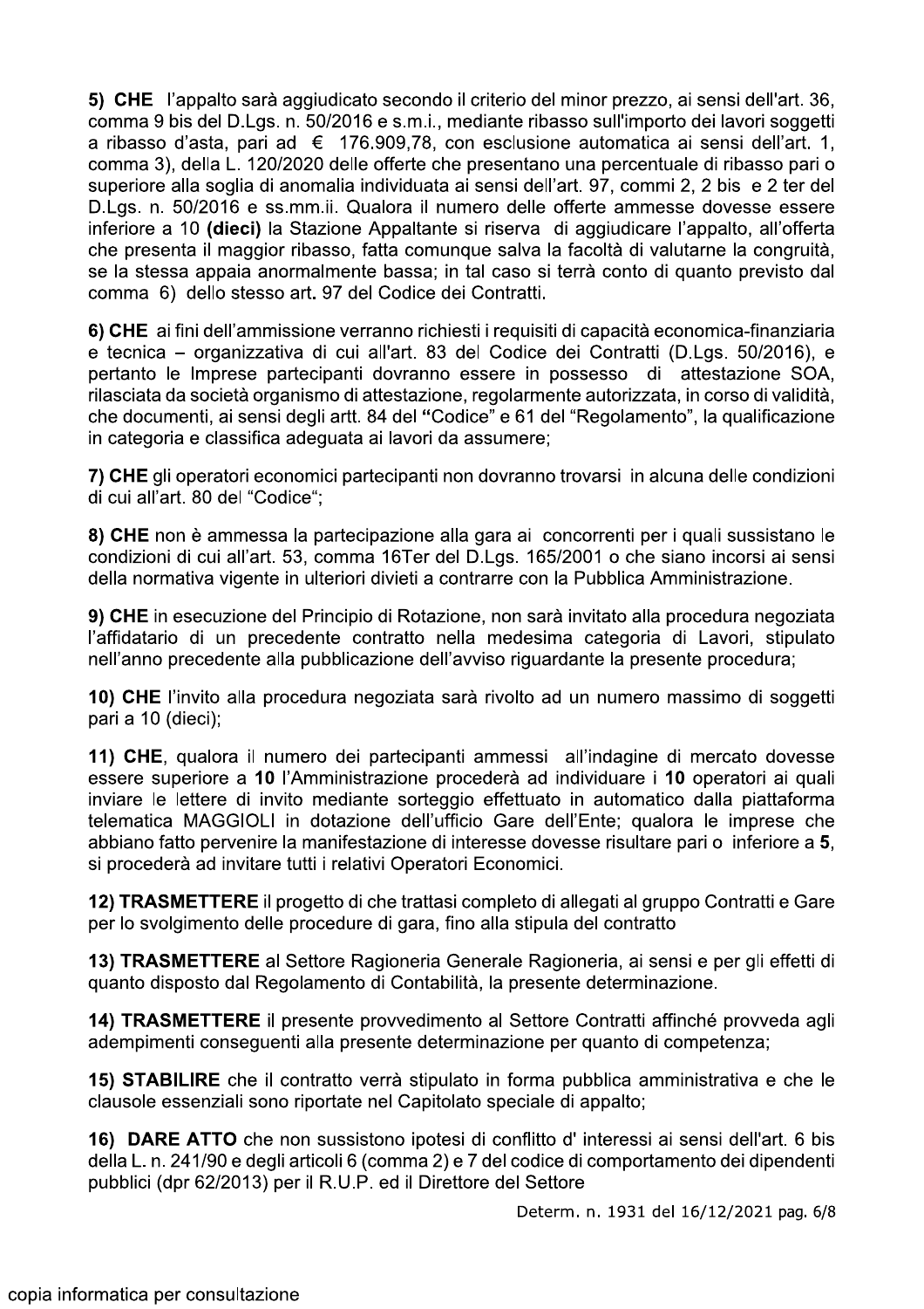**5) CHE** l'appalto sarà aggiudicato secondo il criterio del minor prezzo, ai sensi dell'art. 36, comma 9 bis del D.Lgs. n. 50/2016 e s.m.i., mediante ribasso sull'importo dei lavori soggetti a ribasso d'asta, pari ad € 176.909,78, con esclusione automatica ai sensi dell'art. 1, comma 3), della L. 120/2020 delle offerte che presentano una percentuale di ribasso pari o superiore alla soglia di anomalia individuata ai sensi dell'art. 97, commi 2, 2 bis e 2 ter del D.Lgs. n. 50/2016 e ss.mm.ii. Qualora il numero delle offerte ammesse dovesse essere inferiore a 10 **(dieci)** la Stazione Appaltante si riserva di aggiudicare l'appalto, all'offerta che presenta il maggior ribasso, fatta comunque salva la facoltà di valutarne la congruità, se la stessa appaia anormalmente bassa; in tal caso si terrà conto di quanto previsto dal comma 6) dello stesso art**.** 97 del Codice dei Contratti.

**6) CHE** ai fini dell'ammissione verranno richiesti i requisiti di capacità economica-finanziaria e tecnica – organizzativa di cui all'art. 83 del Codice dei Contratti (D.Lgs. 50/2016), e pertanto le Imprese partecipanti dovranno essere in possesso di attestazione SOA, rilasciata da società organismo di attestazione, regolarmente autorizzata, in corso di validità, che documenti, ai sensi degli artt. 84 del **"**Codice" e 61 del "Regolamento", la qualificazione in categoria e classifica adeguata ai lavori da assumere;

**7) CHE** gli operatori economici partecipanti non dovranno trovarsi in alcuna delle condizioni di cui all'art. 80 del "Codice";

**8) CHE** non è ammessa la partecipazione alla gara ai concorrenti per i quali sussistano le condizioni di cui all'art. 53, comma 16Ter del D.Lgs. 165/2001 o che siano incorsi ai sensi della normativa vigente in ulteriori divieti a contrarre con la Pubblica Amministrazione.

**9) CHE** in esecuzione del Principio di Rotazione, non sarà invitato alla procedura negoziata l'affidatario di un precedente contratto nella medesima categoria di Lavori, stipulato nell'anno precedente alla pubblicazione dell'avviso riguardante la presente procedura;

**10) CHE** l'invito alla procedura negoziata sarà rivolto ad un numero massimo di soggetti pari a 10 (dieci);

**11) CHE**, qualora il numero dei partecipanti ammessi all'indagine di mercato dovesse essere superiore a **10** l'Amministrazione procederà ad individuare i **10** operatori ai quali inviare le lettere di invito mediante sorteggio effettuato in automatico dalla piattaforma telematica MAGGIOLI in dotazione dell'ufficio Gare dell'Ente; qualora le imprese che abbiano fatto pervenire la manifestazione di interesse dovesse risultare pari o inferiore a **5**, si procederà ad invitare tutti i relativi Operatori Economici.

**12) TRASMETTERE** il progetto di che trattasi completo di allegati al gruppo Contratti e Gare per lo svolgimento delle procedure di gara, fino alla stipula del contratto

**13) TRASMETTERE** al Settore Ragioneria Generale Ragioneria, ai sensi e per gli effetti di quanto disposto dal Regolamento di Contabilità, la presente determinazione.

**14) TRASMETTERE** il presente provvedimento al Settore Contratti affinché provveda agli adempimenti conseguenti alla presente determinazione per quanto di competenza;

**15) STABILIRE** che il contratto verrà stipulato in forma pubblica amministrativa e che le clausole essenziali sono riportate nel Capitolato speciale di appalto;

**16) DARE ATTO** che non sussistono ipotesi di conflitto d' interessi ai sensi dell'art. 6 bis della L. n. 241/90 e degli articoli 6 (comma 2) e 7 del codice di comportamento dei dipendenti pubblici (dpr 62/2013) per il R.U.P. ed il Direttore del Settore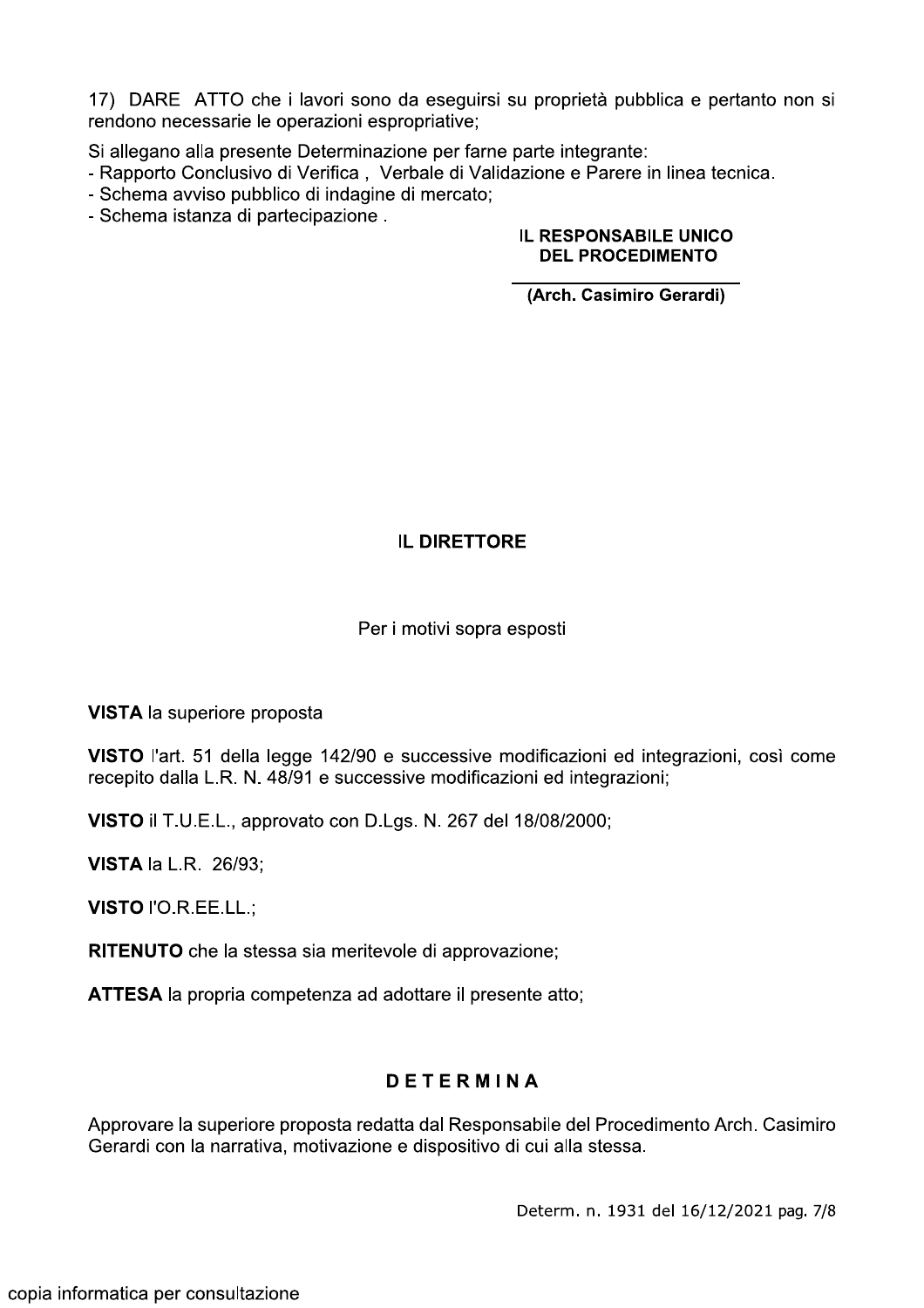17) DARE ATTO che i lavori sono da eseguirsi su proprietà pubblica e pertanto non si rendono necessarie le operazioni espropriative;

Si allegano alla presente Determinazione per farne parte integrante:

- Rapporto Conclusivo di Verifica , Verbale di Validazione e Parere in linea tecnica.
- Schema avviso pubblico di indagine di mercato;
- Schema istanza di partecipazione .

**IL RESPONSABILE UNICO DEL PROCEDIMENTO**

**(Arch. Casimiro Gerardi)**

## IL DIRETTORE

Per i motivi sopra esposti

**VISTA** la superiore proposta

**VISTO** l'art. 51 della legge 142/90 e successive modificazioni ed integrazioni, così come recepito dalla L.R. N. 48/91 e successive modificazioni ed integrazioni;

**VISTO** il T.U.E.L., approvato con D.Lgs. N. 267 del 18/08/2000;

**VISTA** la L.R. 26/93;

**VISTO** l'O.R.EE.LL.;

**RITENUTO** che la stessa sia meritevole di approvazione;

**ATTESA** la propria competenza ad adottare il presente atto;

## D E T E R M I N A

Approvare la superiore proposta redatta dal Responsabile del Procedimento Arch. Casimiro Gerardi con la narrativa, motivazione e dispositivo di cui alla stessa.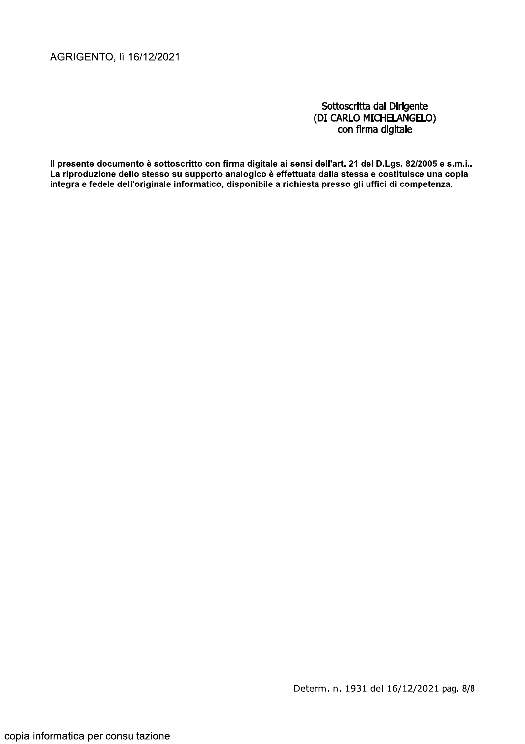AGRIGENTO, lì 16/12/2021

Sottoscritta dal Dirigente
(DI CARLO MICHELANGELO)
con firma digitale

**Il presente documento è sottoscritto con firma digitale ai sensi dell'art. 21 del D.Lgs. 82/2005 e s.m.i.. La riproduzione dello stesso su supporto analogico è effettuata dalla stessa e costituisce una copia integra e fedele dell'originale informatico, disponibile a richiesta presso gli uffici di competenza.**